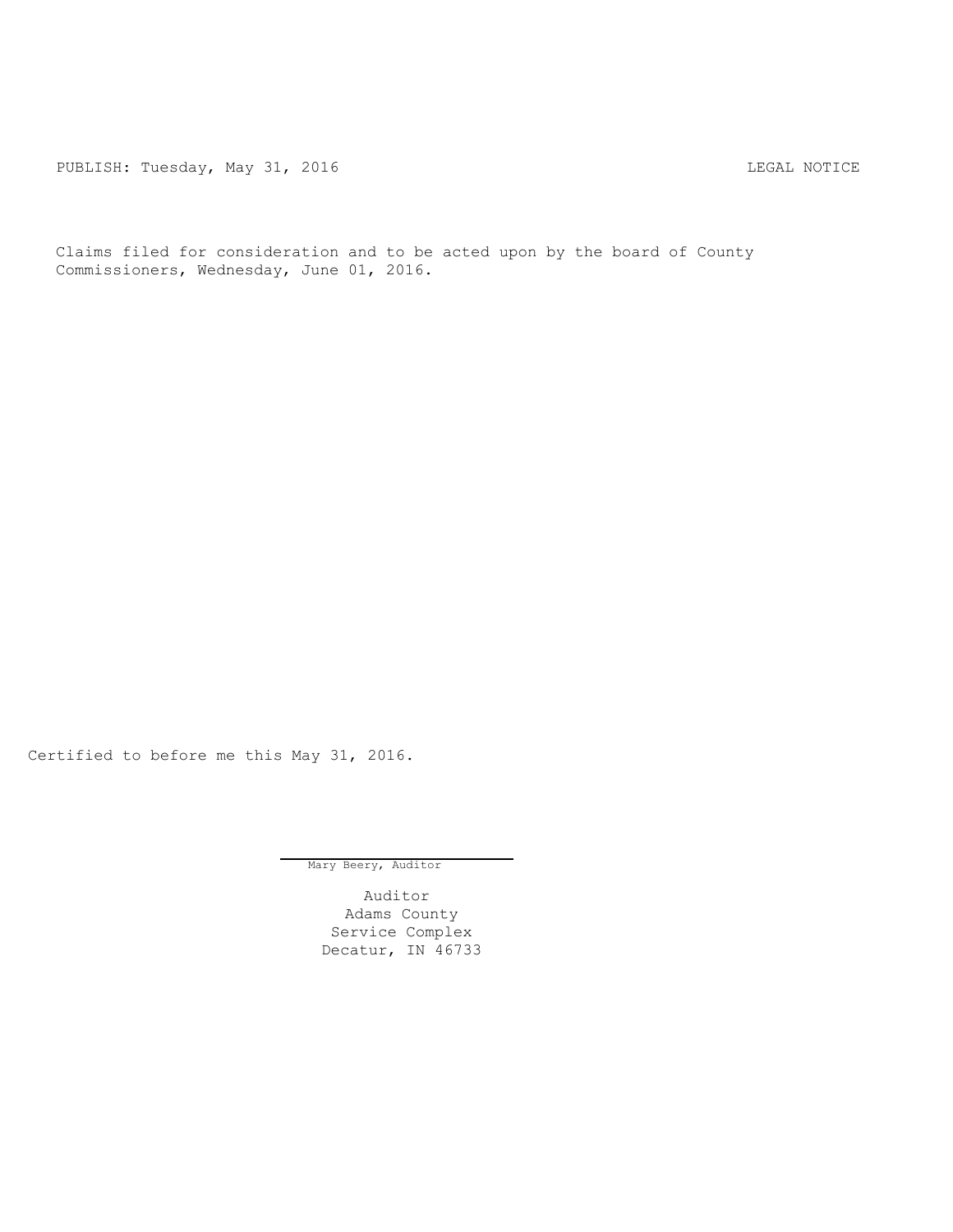PUBLISH: Tuesday, May 31, 2016 LEGAL NOTICE

Claims filed for consideration and to be acted upon by the board of County Commissioners, Wednesday, June 01, 2016.

Certified to before me this May 31, 2016.

Mary Beery, Auditor

Auditor
Adams County
Service Complex
Decatur, IN 46733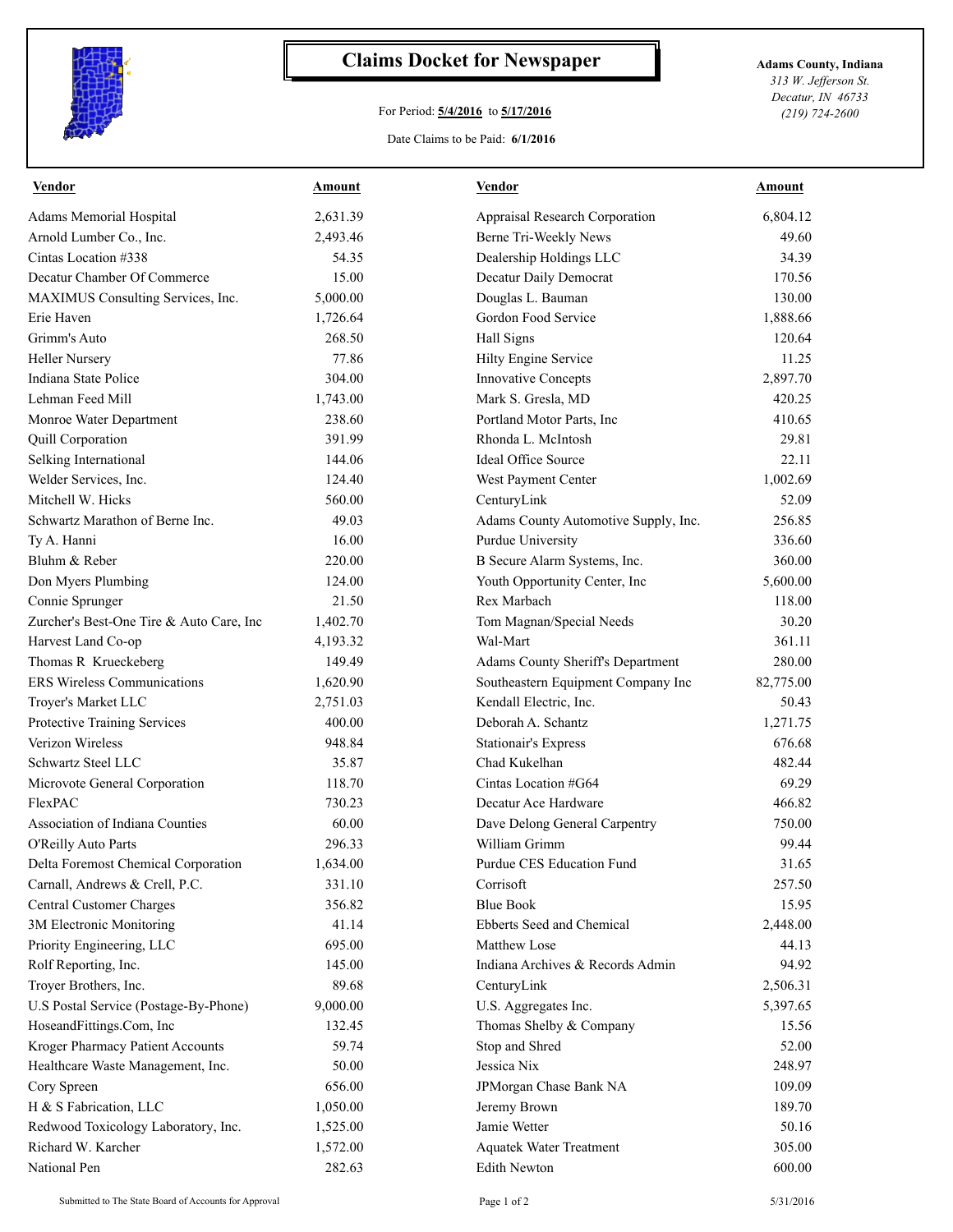# Claims Docket for Newspaper

For Period: **5/4/2016** to **5/17/2016**

Date Claims to be Paid: **6/1/2016**

**Adams County, Indiana**
*313 W. Jefferson St.*
*Decatur, IN 46733*
*(219) 724-2600*

| Vendor | Amount | Vendor | Amount |
|---|---|---|---|
| Adams Memorial Hospital | 2,631.39 | Appraisal Research Corporation | 6,804.12 |
| Arnold Lumber Co., Inc. | 2,493.46 | Berne Tri-Weekly News | 49.60 |
| Cintas Location #338 | 54.35 | Dealership Holdings LLC | 34.39 |
| Decatur Chamber Of Commerce | 15.00 | Decatur Daily Democrat | 170.56 |
| MAXIMUS Consulting Services, Inc. | 5,000.00 | Douglas L. Bauman | 130.00 |
| Erie Haven | 1,726.64 | Gordon Food Service | 1,888.66 |
| Grimm's Auto | 268.50 | Hall Signs | 120.64 |
| Heller Nursery | 77.86 | Hilty Engine Service | 11.25 |
| Indiana State Police | 304.00 | Innovative Concepts | 2,897.70 |
| Lehman Feed Mill | 1,743.00 | Mark S. Gresla, MD | 420.25 |
| Monroe Water Department | 238.60 | Portland Motor Parts, Inc | 410.65 |
| Quill Corporation | 391.99 | Rhonda L. McIntosh | 29.81 |
| Selking International | 144.06 | Ideal Office Source | 22.11 |
| Welder Services, Inc. | 124.40 | West Payment Center | 1,002.69 |
| Mitchell W. Hicks | 560.00 | CenturyLink | 52.09 |
| Schwartz Marathon of Berne Inc. | 49.03 | Adams County Automotive Supply, Inc. | 256.85 |
| Ty A. Hanni | 16.00 | Purdue University | 336.60 |
| Bluhm & Reber | 220.00 | B Secure Alarm Systems, Inc. | 360.00 |
| Don Myers Plumbing | 124.00 | Youth Opportunity Center, Inc | 5,600.00 |
| Connie Sprunger | 21.50 | Rex Marbach | 118.00 |
| Zurcher's Best-One Tire & Auto Care, Inc | 1,402.70 | Tom Magnan/Special Needs | 30.20 |
| Harvest Land Co-op | 4,193.32 | Wal-Mart | 361.11 |
| Thomas R Krueckeberg | 149.49 | Adams County Sheriff's Department | 280.00 |
| ERS Wireless Communications | 1,620.90 | Southeastern Equipment Company Inc | 82,775.00 |
| Troyer's Market LLC | 2,751.03 | Kendall Electric, Inc. | 50.43 |
| Protective Training Services | 400.00 | Deborah A. Schantz | 1,271.75 |
| Verizon Wireless | 948.84 | Stationair's Express | 676.68 |
| Schwartz Steel LLC | 35.87 | Chad Kukelhan | 482.44 |
| Microvote General Corporation | 118.70 | Cintas Location #G64 | 69.29 |
| FlexPAC | 730.23 | Decatur Ace Hardware | 466.82 |
| Association of Indiana Counties | 60.00 | Dave Delong General Carpentry | 750.00 |
| O'Reilly Auto Parts | 296.33 | William Grimm | 99.44 |
| Delta Foremost Chemical Corporation | 1,634.00 | Purdue CES Education Fund | 31.65 |
| Carnall, Andrews & Crell, P.C. | 331.10 | Corrisoft | 257.50 |
| Central Customer Charges | 356.82 | Blue Book | 15.95 |
| 3M Electronic Monitoring | 41.14 | Ebberts Seed and Chemical | 2,448.00 |
| Priority Engineering, LLC | 695.00 | Matthew Lose | 44.13 |
| Rolf Reporting, Inc. | 145.00 | Indiana Archives & Records Admin | 94.92 |
| Troyer Brothers, Inc. | 89.68 | CenturyLink | 2,506.31 |
| U.S Postal Service (Postage-By-Phone) | 9,000.00 | U.S. Aggregates Inc. | 5,397.65 |
| HoseandFittings.Com, Inc | 132.45 | Thomas Shelby & Company | 15.56 |
| Kroger Pharmacy Patient Accounts | 59.74 | Stop and Shred | 52.00 |
| Healthcare Waste Management, Inc. | 50.00 | Jessica Nix | 248.97 |
| Cory Spreen | 656.00 | JPMorgan Chase Bank NA | 109.09 |
| H & S Fabrication, LLC | 1,050.00 | Jeremy Brown | 189.70 |
| Redwood Toxicology Laboratory, Inc. | 1,525.00 | Jamie Wetter | 50.16 |
| Richard W. Karcher | 1,572.00 | Aquatek Water Treatment | 305.00 |
| National Pen | 282.63 | Edith Newton | 600.00 |

Submitted to The State Board of Accounts for Approval — 5/31/2016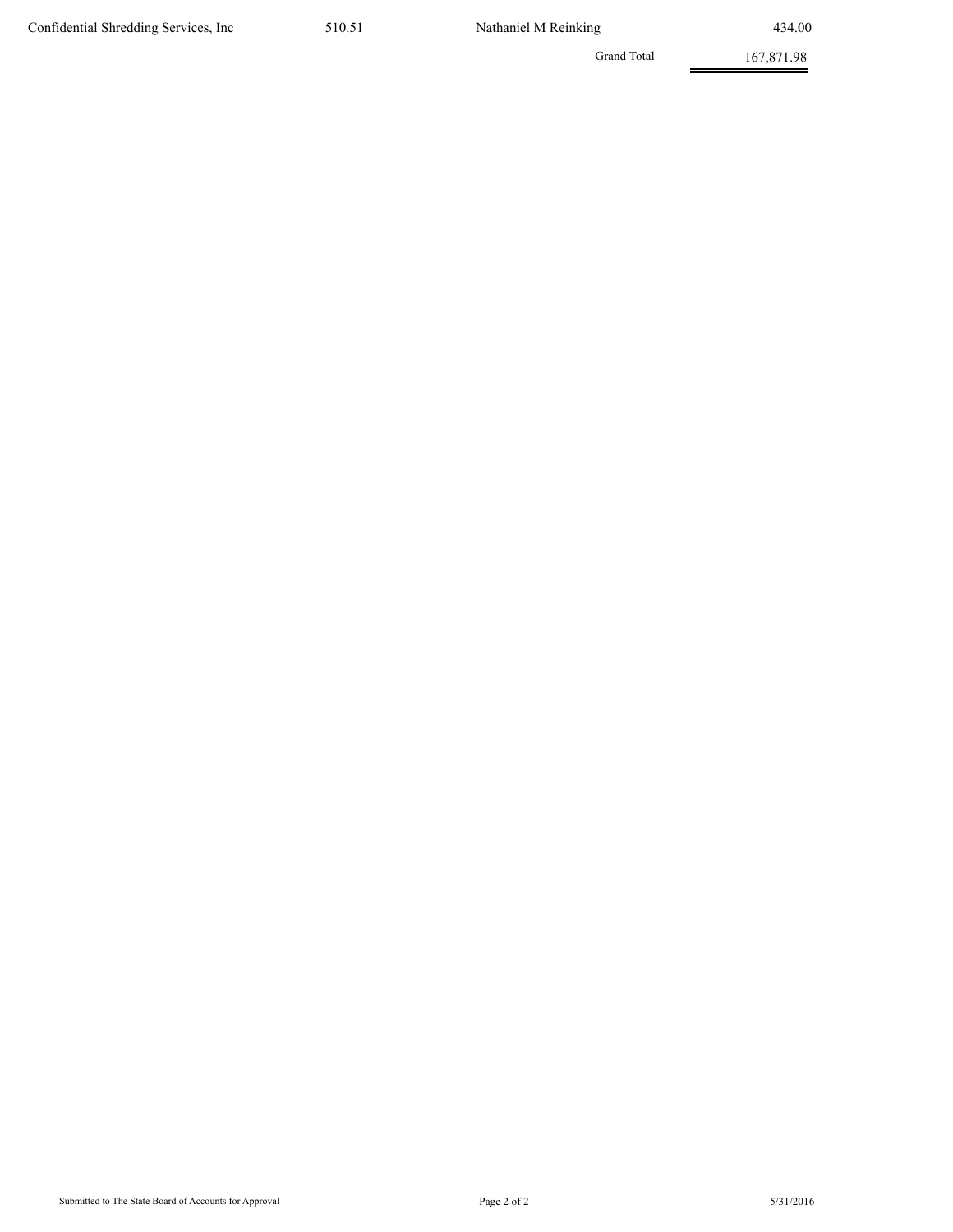| | | | |
|---|---|---|---|
| Confidential Shredding Services, Inc | 510.51 | Nathaniel M Reinking | 434.00 |
| | | Grand Total | 167,871.98 |

Submitted to The State Board of Accounts for Approval

5/31/2016